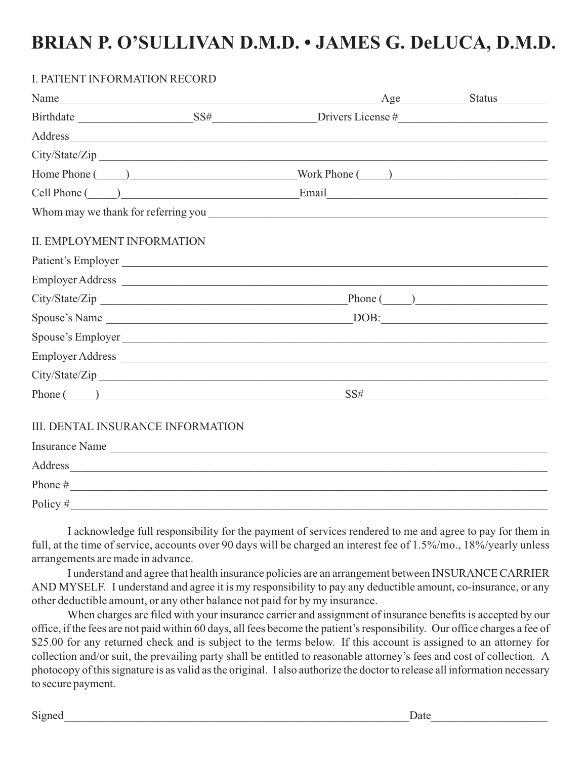# BRIAN P. O'SULLIVAN D.M.D. • JAMES G. DeLUCA, D.M.D.

## I. PATIENT INFORMATION RECORD

Name_______________________________________________ Age__________ Status________

Birthdate __________________ SS#________________ Drivers License #________________________

Address_______________________________________________________________________________

City/State/Zip _________________________________________________________________________

Home Phone (____)___________________________ Work Phone (____)________________________

Cell Phone (____)____________________________ Email____________________________________

Whom may we thank for referring you ____________________________________________________

## II. EMPLOYMENT INFORMATION

Patient's Employer ______________________________________________________________________

Employer Address _______________________________________________________________________

City/State/Zip ______________________________________ Phone (____)____________________

Spouse's Name _______________________________________ DOB:_________________________

Spouse's Employer _______________________________________________________________________

Employer Address _______________________________________________________________________

City/State/Zip _________________________________________________________________________

Phone (____) _________________________________________ SS#__________________________

## III. DENTAL INSURANCE INFORMATION

Insurance Name _________________________________________________________________________

Address_______________________________________________________________________________

Phone #_______________________________________________________________________________

Policy #_______________________________________________________________________________

I acknowledge full responsibility for the payment of services rendered to me and agree to pay for them in full, at the time of service, accounts over 90 days will be charged an interest fee of 1.5%/mo., 18%/yearly unless arrangements are made in advance.

I understand and agree that health insurance policies are an arrangement between INSURANCE CARRIER AND MYSELF. I understand and agree it is my responsibility to pay any deductible amount, co-insurance, or any other deductible amount, or any other balance not paid for by my insurance.

When charges are filed with your insurance carrier and assignment of insurance benefits is accepted by our office, if the fees are not paid within 60 days, all fees become the patient's responsibility. Our office charges a fee of $25.00 for any returned check and is subject to the terms below. If this account is assigned to an attorney for collection and/or suit, the prevailing party shall be entitled to reasonable attorney's fees and cost of collection. A photocopy of this signature is as valid as the original. I also authorize the doctor to release all information necessary to secure payment.

Signed_____________________________________________________ Date__________________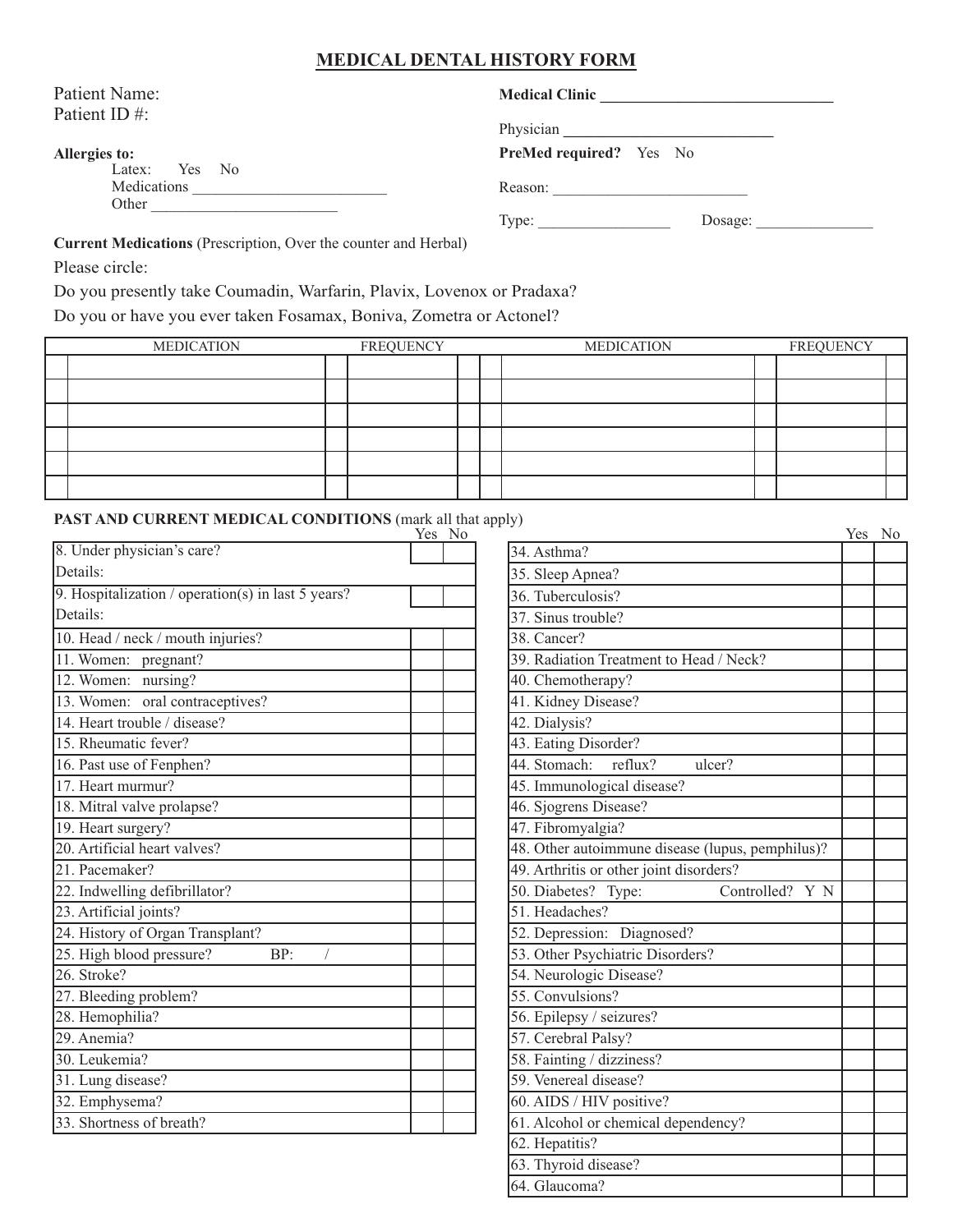# MEDICAL DENTAL HISTORY FORM

Patient Name:
Patient ID #:

**Allergies to:**
Latex: Yes No
Medications ________________________
Other ________________________

**Medical Clinic** ____________________________

Physician ____________________________

**PreMed required?** Yes No

Reason: ________________________

Type: ________________ Dosage: ______________

**Current Medications** (Prescription, Over the counter and Herbal)

Please circle:

Do you presently take Coumadin, Warfarin, Plavix, Lovenox or Pradaxa?

Do you or have you ever taken Fosamax, Boniva, Zometra or Actonel?

| | MEDICATION | | FREQUENCY | | | MEDICATION | | FREQUENCY | |
|---|---|---|---|---|---|---|---|---|---|
| | | | | | | | | | |
| | | | | | | | | | |
| | | | | | | | | | |
| | | | | | | | | | |
| | | | | | | | | | |
| | | | | | | | | | |

**PAST AND CURRENT MEDICAL CONDITIONS** (mark all that apply)

| | Yes | No |
|---|---|---|
| 8. Under physician's care? | | |
| Details: | | |
| 9. Hospitalization / operation(s) in last 5 years? | | |
| Details: | | |
| 10. Head / neck / mouth injuries? | | |
| 11. Women: pregnant? | | |
| 12. Women: nursing? | | |
| 13. Women: oral contraceptives? | | |
| 14. Heart trouble / disease? | | |
| 15. Rheumatic fever? | | |
| 16. Past use of Fenphen? | | |
| 17. Heart murmur? | | |
| 18. Mitral valve prolapse? | | |
| 19. Heart surgery? | | |
| 20. Artificial heart valves? | | |
| 21. Pacemaker? | | |
| 22. Indwelling defibrillator? | | |
| 23. Artificial joints? | | |
| 24. History of Organ Transplant? | | |
| 25. High blood pressure? BP: / | | |
| 26. Stroke? | | |
| 27. Bleeding problem? | | |
| 28. Hemophilia? | | |
| 29. Anemia? | | |
| 30. Leukemia? | | |
| 31. Lung disease? | | |
| 32. Emphysema? | | |
| 33. Shortness of breath? | | |

| | Yes | No |
|---|---|---|
| 34. Asthma? | | |
| 35. Sleep Apnea? | | |
| 36. Tuberculosis? | | |
| 37. Sinus trouble? | | |
| 38. Cancer? | | |
| 39. Radiation Treatment to Head / Neck? | | |
| 40. Chemotherapy? | | |
| 41. Kidney Disease? | | |
| 42. Dialysis? | | |
| 43. Eating Disorder? | | |
| 44. Stomach: reflux? ulcer? | | |
| 45. Immunological disease? | | |
| 46. Sjogrens Disease? | | |
| 47. Fibromyalgia? | | |
| 48. Other autoimmune disease (lupus, pemphilus)? | | |
| 49. Arthritis or other joint disorders? | | |
| 50. Diabetes? Type: Controlled? Y N | | |
| 51. Headaches? | | |
| 52. Depression: Diagnosed? | | |
| 53. Other Psychiatric Disorders? | | |
| 54. Neurologic Disease? | | |
| 55. Convulsions? | | |
| 56. Epilepsy / seizures? | | |
| 57. Cerebral Palsy? | | |
| 58. Fainting / dizziness? | | |
| 59. Venereal disease? | | |
| 60. AIDS / HIV positive? | | |
| 61. Alcohol or chemical dependency? | | |
| 62. Hepatitis? | | |
| 63. Thyroid disease? | | |
| 64. Glaucoma? | | |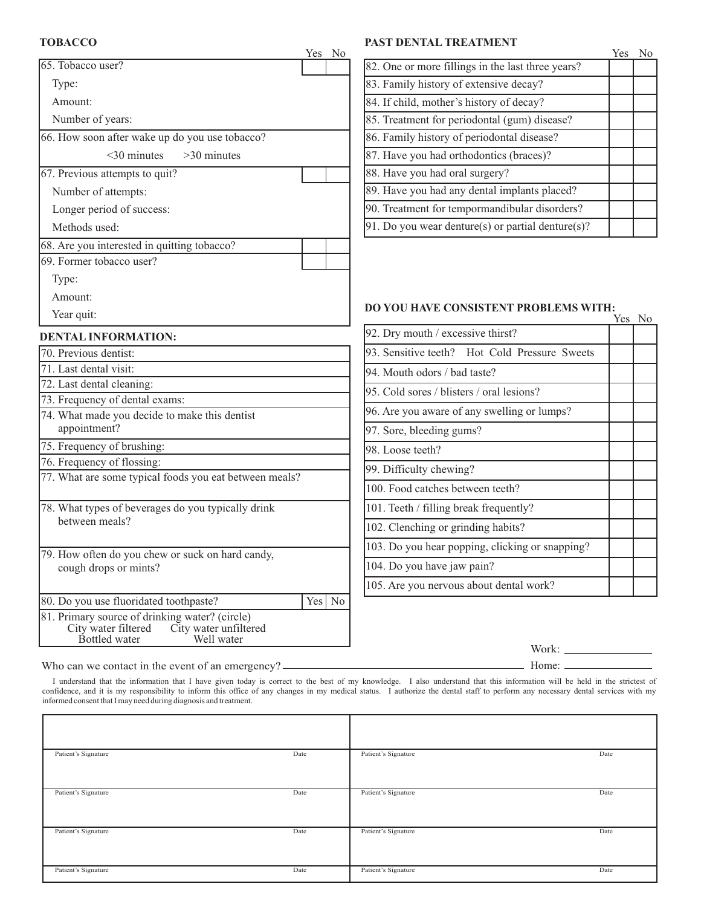## TOBACCO

| | Yes | No |
|---|---|---|
| 65. Tobacco user? | | |
| Type: | | |
| Amount: | | |
| Number of years: | | |
| 66. How soon after wake up do you use tobacco? | | |
| <30 minutes >30 minutes | | |
| 67. Previous attempts to quit? | | |
| Number of attempts: | | |
| Longer period of success: | | |
| Methods used: | | |
| 68. Are you interested in quitting tobacco? | | |
| 69. Former tobacco user? | | |
| Type: | | |
| Amount: | | |
| Year quit: | | |

## DENTAL INFORMATION:

| | |
|---|---|
| 70. Previous dentist: | |
| 71. Last dental visit: | |
| 72. Last dental cleaning: | |
| 73. Frequency of dental exams: | |
| 74. What made you decide to make this dentist appointment? | |
| 75. Frequency of brushing: | |
| 76. Frequency of flossing: | |
| 77. What are some typical foods you eat between meals? | |
| 78. What types of beverages do you typically drink between meals? | |
| 79. How often do you chew or suck on hard candy, cough drops or mints? | |
| 80. Do you use fluoridated toothpaste? | Yes No |
| 81. Primary source of drinking water? (circle) City water filtered City water unfiltered Bottled water Well water | |

## PAST DENTAL TREATMENT

| | Yes | No |
|---|---|---|
| 82. One or more fillings in the last three years? | | |
| 83. Family history of extensive decay? | | |
| 84. If child, mother's history of decay? | | |
| 85. Treatment for periodontal (gum) disease? | | |
| 86. Family history of periodontal disease? | | |
| 87. Have you had orthodontics (braces)? | | |
| 88. Have you had oral surgery? | | |
| 89. Have you had any dental implants placed? | | |
| 90. Treatment for tempormandibular disorders? | | |
| 91. Do you wear denture(s) or partial denture(s)? | | |

## DO YOU HAVE CONSISTENT PROBLEMS WITH:

| | Yes | No |
|---|---|---|
| 92. Dry mouth / excessive thirst? | | |
| 93. Sensitive teeth? Hot Cold Pressure Sweets | | |
| 94. Mouth odors / bad taste? | | |
| 95. Cold sores / blisters / oral lesions? | | |
| 96. Are you aware of any swelling or lumps? | | |
| 97. Sore, bleeding gums? | | |
| 98. Loose teeth? | | |
| 99. Difficulty chewing? | | |
| 100. Food catches between teeth? | | |
| 101. Teeth / filling break frequently? | | |
| 102. Clenching or grinding habits? | | |
| 103. Do you hear popping, clicking or snapping? | | |
| 104. Do you have jaw pain? | | |
| 105. Are you nervous about dental work? | | |

Who can we contact in the event of an emergency? ____________________ Work: ____________ Home: ____________

I understand that the information that I have given today is correct to the best of my knowledge. I also understand that this information will be held in the strictest of confidence, and it is my responsibility to inform this office of any changes in my medical status. I authorize the dental staff to perform any necessary dental services with my informed consent that I may need during diagnosis and treatment.

| | |
|---|---|
| Patient's Signature Date | Patient's Signature Date |
| Patient's Signature Date | Patient's Signature Date |
| Patient's Signature Date | Patient's Signature Date |
| Patient's Signature Date | Patient's Signature Date |